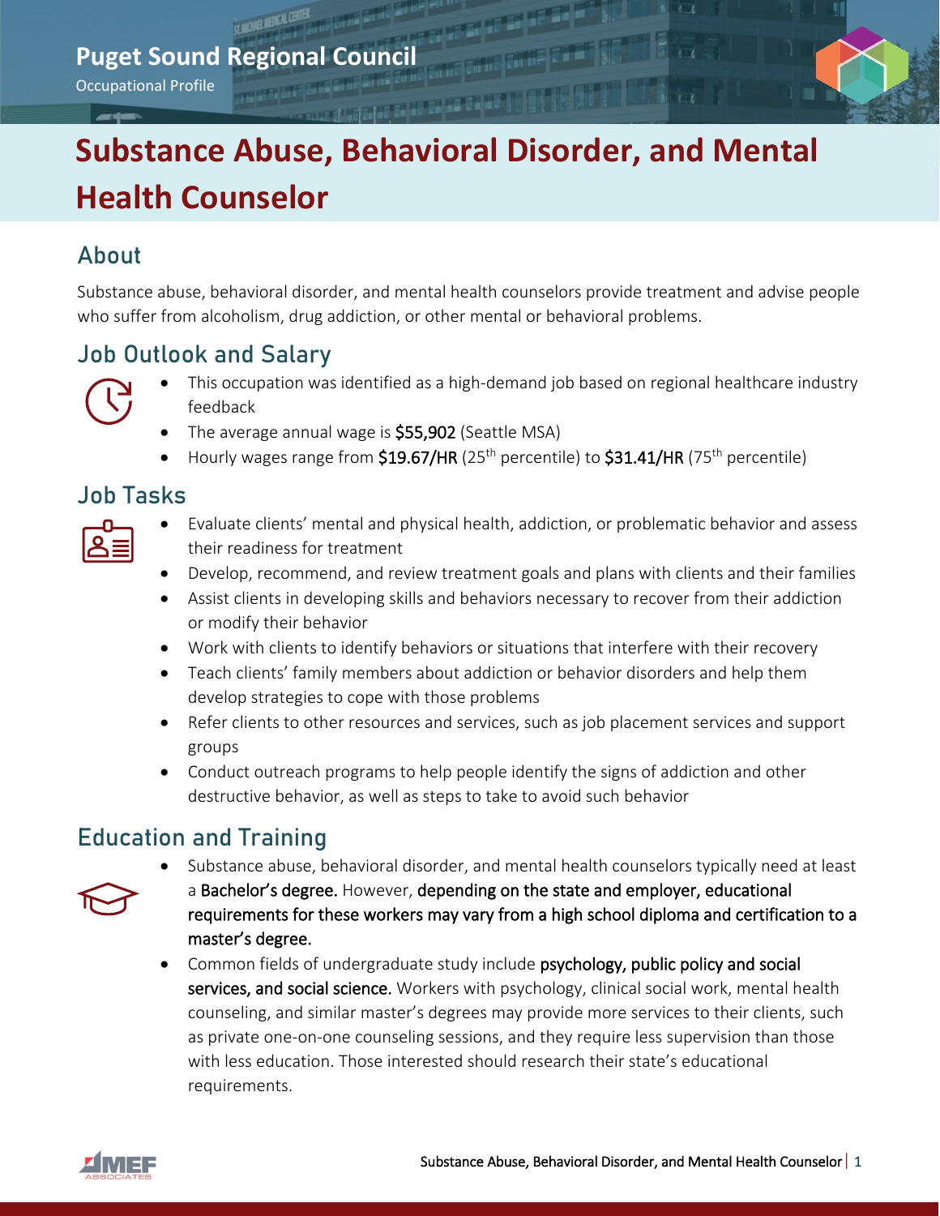Puget Sound Regional Council

Occupational Profile

# Substance Abuse, Behavioral Disorder, and Mental Health Counselor

## About

Substance abuse, behavioral disorder, and mental health counselors provide treatment and advise people who suffer from alcoholism, drug addiction, or other mental or behavioral problems.

## Job Outlook and Salary

- This occupation was identified as a high-demand job based on regional healthcare industry feedback
- The average annual wage is **$55,902** (Seattle MSA)
- Hourly wages range from **$19.67/HR** (25th percentile) to **$31.41/HR** (75th percentile)

## Job Tasks

- Evaluate clients' mental and physical health, addiction, or problematic behavior and assess their readiness for treatment
- Develop, recommend, and review treatment goals and plans with clients and their families
- Assist clients in developing skills and behaviors necessary to recover from their addiction or modify their behavior
- Work with clients to identify behaviors or situations that interfere with their recovery
- Teach clients' family members about addiction or behavior disorders and help them develop strategies to cope with those problems
- Refer clients to other resources and services, such as job placement services and support groups
- Conduct outreach programs to help people identify the signs of addiction and other destructive behavior, as well as steps to take to avoid such behavior

## Education and Training

- Substance abuse, behavioral disorder, and mental health counselors typically need at least a **Bachelor's degree.** However, **depending on the state and employer, educational requirements for these workers may vary from a high school diploma and certification to a master's degree.**
- Common fields of undergraduate study include **psychology, public policy and social services, and social science.** Workers with psychology, clinical social work, mental health counseling, and similar master's degrees may provide more services to their clients, such as private one-on-one counseling sessions, and they require less supervision than those with less education. Those interested should research their state's educational requirements.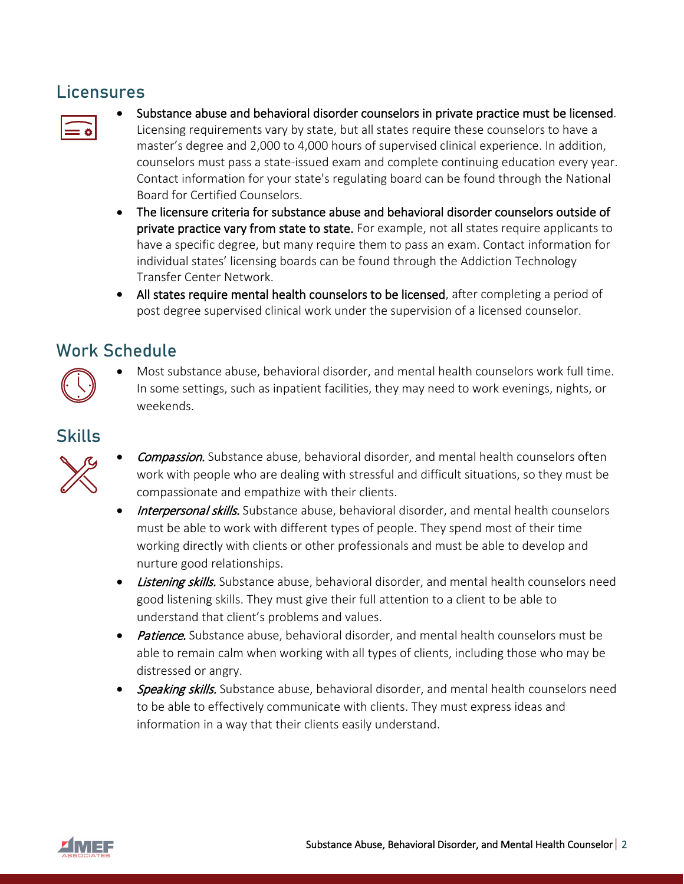## Licensures

- **Substance abuse and behavioral disorder counselors in private practice must be licensed**. Licensing requirements vary by state, but all states require these counselors to have a master's degree and 2,000 to 4,000 hours of supervised clinical experience. In addition, counselors must pass a state-issued exam and complete continuing education every year. Contact information for your state's regulating board can be found through the National Board for Certified Counselors.
- **The licensure criteria for substance abuse and behavioral disorder counselors outside of private practice vary from state to state.** For example, not all states require applicants to have a specific degree, but many require them to pass an exam. Contact information for individual states' licensing boards can be found through the Addiction Technology Transfer Center Network.
- **All states require mental health counselors to be licensed**, after completing a period of post degree supervised clinical work under the supervision of a licensed counselor.

## Work Schedule

- Most substance abuse, behavioral disorder, and mental health counselors work full time. In some settings, such as inpatient facilities, they may need to work evenings, nights, or weekends.

## Skills

- ***Compassion.*** Substance abuse, behavioral disorder, and mental health counselors often work with people who are dealing with stressful and difficult situations, so they must be compassionate and empathize with their clients.
- ***Interpersonal skills.*** Substance abuse, behavioral disorder, and mental health counselors must be able to work with different types of people. They spend most of their time working directly with clients or other professionals and must be able to develop and nurture good relationships.
- ***Listening skills.*** Substance abuse, behavioral disorder, and mental health counselors need good listening skills. They must give their full attention to a client to be able to understand that client's problems and values.
- ***Patience.*** Substance abuse, behavioral disorder, and mental health counselors must be able to remain calm when working with all types of clients, including those who may be distressed or angry.
- ***Speaking skills.*** Substance abuse, behavioral disorder, and mental health counselors need to be able to effectively communicate with clients. They must express ideas and information in a way that their clients easily understand.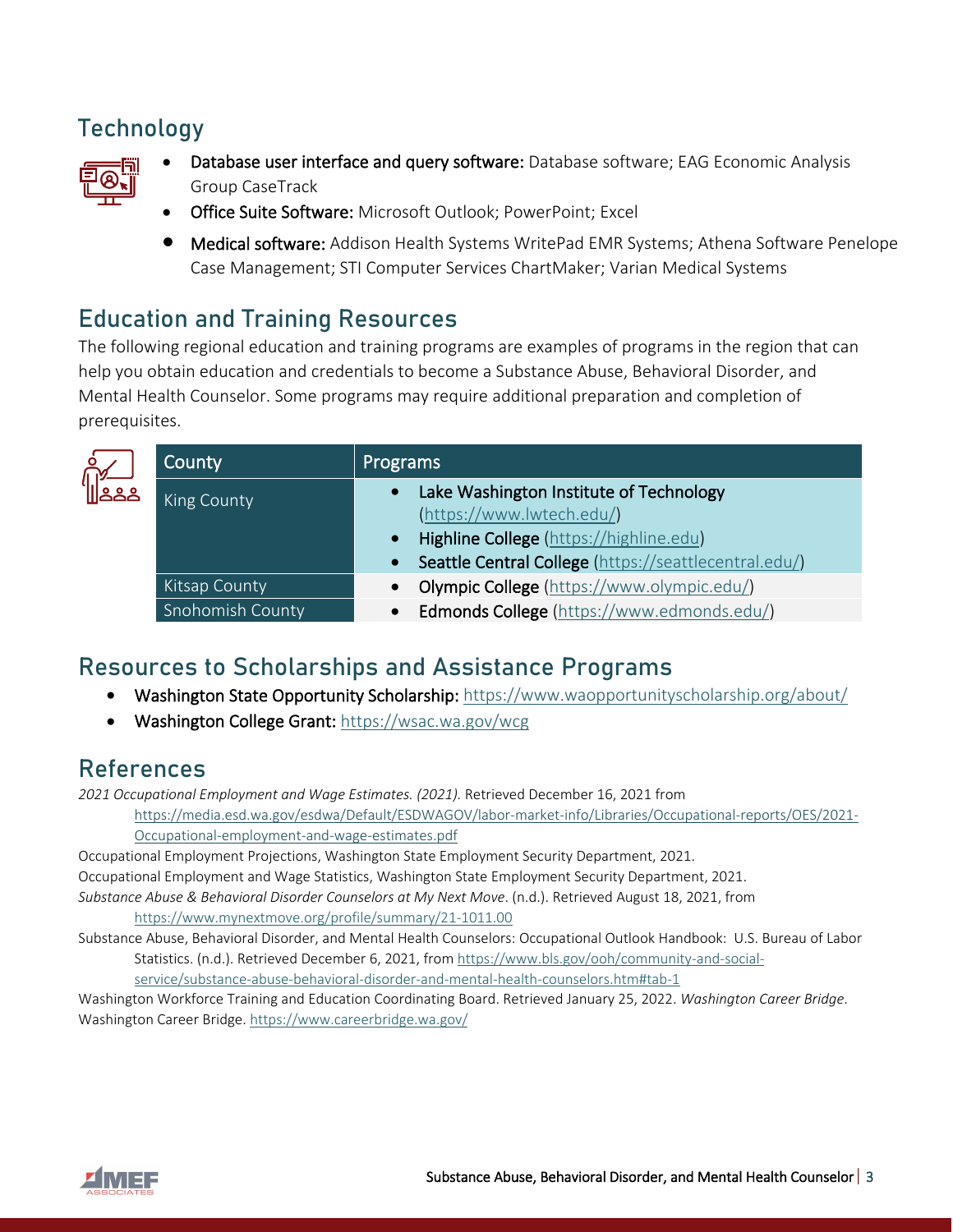## Technology

- **Database user interface and query software:** Database software; EAG Economic Analysis Group CaseTrack
- **Office Suite Software:** Microsoft Outlook; PowerPoint; Excel
- **Medical software:** Addison Health Systems WritePad EMR Systems; Athena Software Penelope Case Management; STI Computer Services ChartMaker; Varian Medical Systems

## Education and Training Resources

The following regional education and training programs are examples of programs in the region that can help you obtain education and credentials to become a Substance Abuse, Behavioral Disorder, and Mental Health Counselor. Some programs may require additional preparation and completion of prerequisites.

| County | Programs |
| --- | --- |
| King County | • Lake Washington Institute of Technology (https://www.lwtech.edu/)<br>• Highline College (https://highline.edu)<br>• Seattle Central College (https://seattlecentral.edu/) |
| Kitsap County | • Olympic College (https://www.olympic.edu/) |
| Snohomish County | • Edmonds College (https://www.edmonds.edu/) |

## Resources to Scholarships and Assistance Programs

- **Washington State Opportunity Scholarship:** https://www.waopportunityscholarship.org/about/
- **Washington College Grant:** https://wsac.wa.gov/wcg

## References

*2021 Occupational Employment and Wage Estimates. (2021).* Retrieved December 16, 2021 from https://media.esd.wa.gov/esdwa/Default/ESDWAGOV/labor-market-info/Libraries/Occupational-reports/OES/2021-Occupational-employment-and-wage-estimates.pdf

Occupational Employment Projections, Washington State Employment Security Department, 2021.

Occupational Employment and Wage Statistics, Washington State Employment Security Department, 2021.

*Substance Abuse & Behavioral Disorder Counselors at My Next Move*. (n.d.). Retrieved August 18, 2021, from https://www.mynextmove.org/profile/summary/21-1011.00

Substance Abuse, Behavioral Disorder, and Mental Health Counselors: Occupational Outlook Handbook: U.S. Bureau of Labor Statistics. (n.d.). Retrieved December 6, 2021, from https://www.bls.gov/ooh/community-and-social-service/substance-abuse-behavioral-disorder-and-mental-health-counselors.htm#tab-1

Washington Workforce Training and Education Coordinating Board. Retrieved January 25, 2022. *Washington Career Bridge*. Washington Career Bridge. https://www.careerbridge.wa.gov/